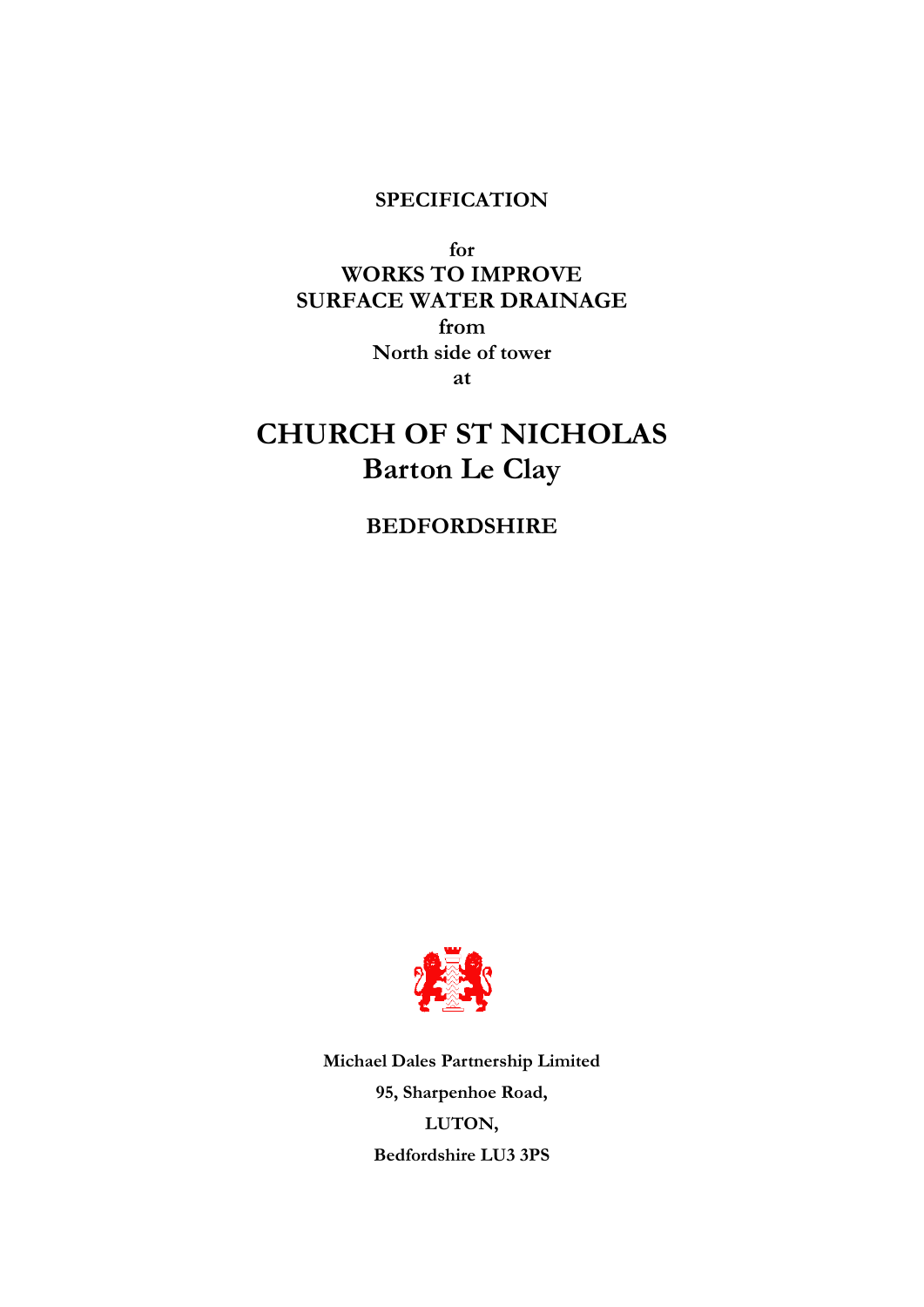**SPECIFICATION**

**for**
**WORKS TO IMPROVE**
**SURFACE WATER DRAINAGE**
**from**
**North side of tower**
**at**

# CHURCH OF ST NICHOLAS
## Barton Le Clay

### BEDFORDSHIRE

**Michael Dales Partnership Limited**

**95, Sharpenhoe Road,**

**LUTON,**

**Bedfordshire LU3 3PS**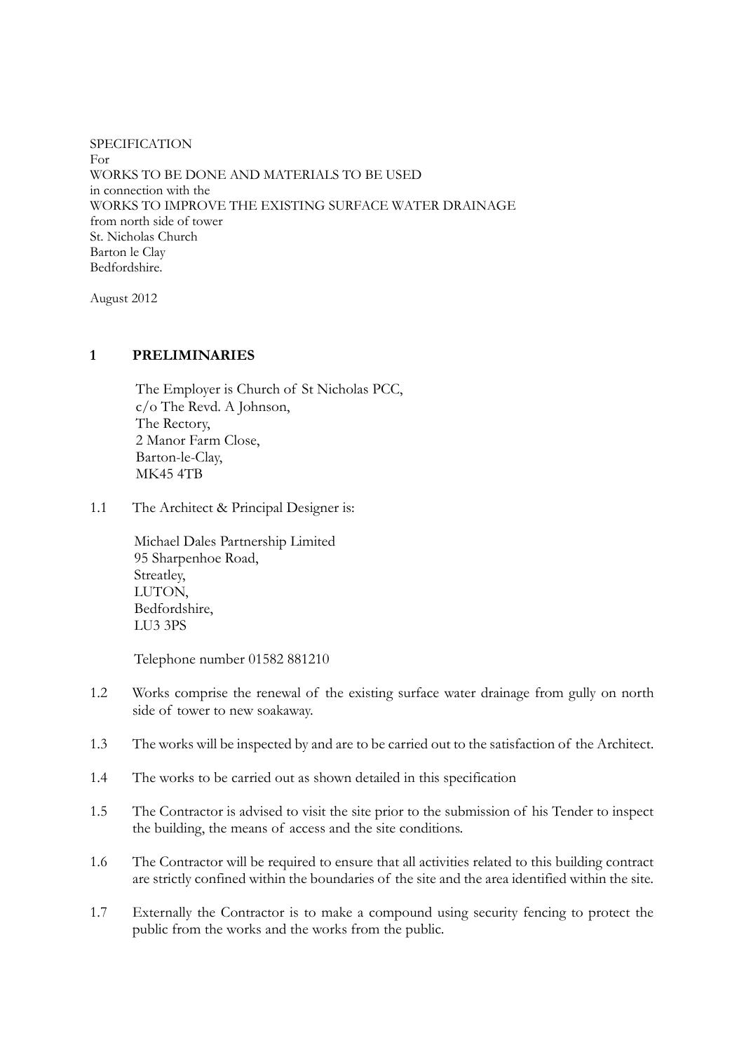SPECIFICATION
For
WORKS TO BE DONE AND MATERIALS TO BE USED
in connection with the
WORKS TO IMPROVE THE EXISTING SURFACE WATER DRAINAGE
from north side of tower
St. Nicholas Church
Barton le Clay
Bedfordshire.

August 2012

## 1 PRELIMINARIES

The Employer is Church of St Nicholas PCC,
c/o The Revd. A Johnson,
The Rectory,
2 Manor Farm Close,
Barton-le-Clay,
MK45 4TB

1.1 The Architect & Principal Designer is:

Michael Dales Partnership Limited
95 Sharpenhoe Road,
Streatley,
LUTON,
Bedfordshire,
LU3 3PS

Telephone number 01582 881210

1.2 Works comprise the renewal of the existing surface water drainage from gully on north side of tower to new soakaway.

1.3 The works will be inspected by and are to be carried out to the satisfaction of the Architect.

1.4 The works to be carried out as shown detailed in this specification

1.5 The Contractor is advised to visit the site prior to the submission of his Tender to inspect the building, the means of access and the site conditions.

1.6 The Contractor will be required to ensure that all activities related to this building contract are strictly confined within the boundaries of the site and the area identified within the site.

1.7 Externally the Contractor is to make a compound using security fencing to protect the public from the works and the works from the public.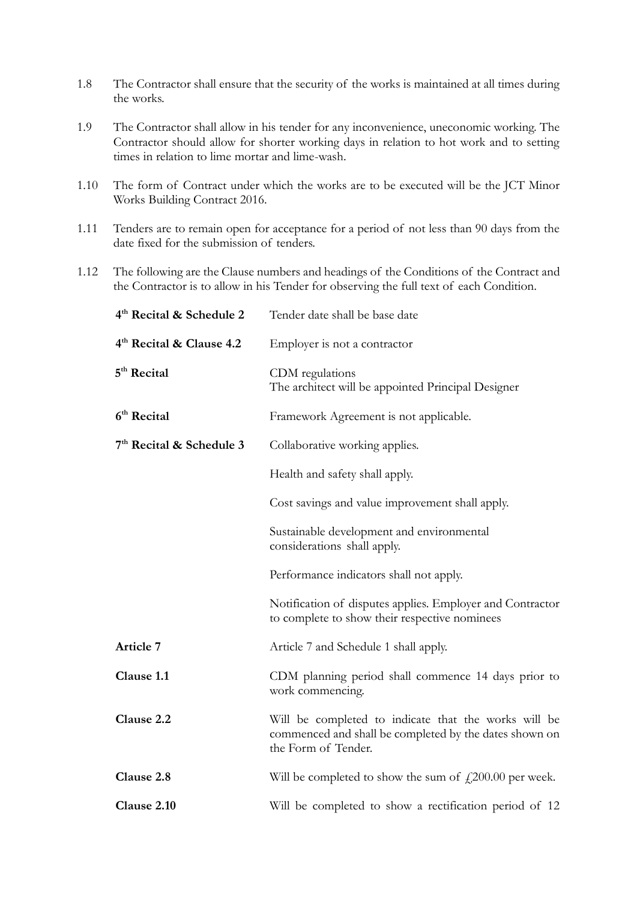1.8 The Contractor shall ensure that the security of the works is maintained at all times during the works.

1.9 The Contractor shall allow in his tender for any inconvenience, uneconomic working. The Contractor should allow for shorter working days in relation to hot work and to setting times in relation to lime mortar and lime-wash.

1.10 The form of Contract under which the works are to be executed will be the JCT Minor Works Building Contract 2016.

1.11 Tenders are to remain open for acceptance for a period of not less than 90 days from the date fixed for the submission of tenders.

1.12 The following are the Clause numbers and headings of the Conditions of the Contract and the Contractor is to allow in his Tender for observing the full text of each Condition.

| | |
|---|---|
| **4th Recital & Schedule 2** | Tender date shall be base date |
| **4th Recital & Clause 4.2** | Employer is not a contractor |
| **5th Recital** | CDM regulations<br>The architect will be appointed Principal Designer |
| **6th Recital** | Framework Agreement is not applicable. |
| **7th Recital & Schedule 3** | Collaborative working applies. |
| | Health and safety shall apply. |
| | Cost savings and value improvement shall apply. |
| | Sustainable development and environmental considerations shall apply. |
| | Performance indicators shall not apply. |
| | Notification of disputes applies. Employer and Contractor to complete to show their respective nominees |
| **Article 7** | Article 7 and Schedule 1 shall apply. |
| **Clause 1.1** | CDM planning period shall commence 14 days prior to work commencing. |
| **Clause 2.2** | Will be completed to indicate that the works will be commenced and shall be completed by the dates shown on the Form of Tender. |
| **Clause 2.8** | Will be completed to show the sum of £200.00 per week. |
| **Clause 2.10** | Will be completed to show a rectification period of 12 |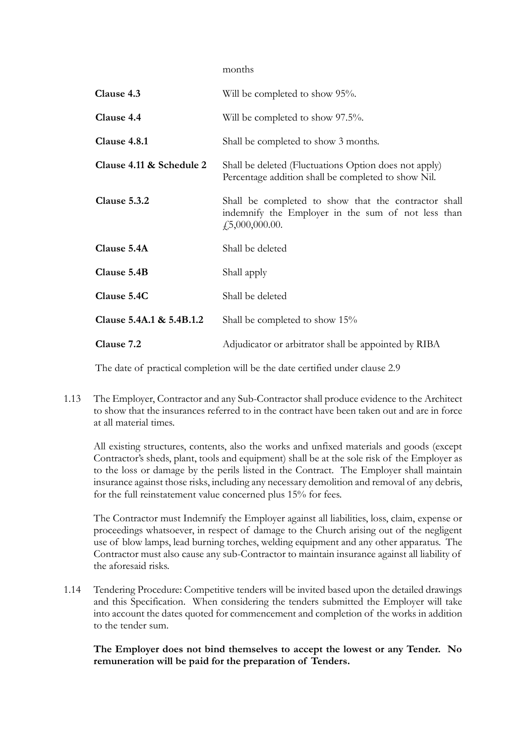months

| | |
|---|---|
| **Clause 4.3** | Will be completed to show 95%. |
| **Clause 4.4** | Will be completed to show 97.5%. |
| **Clause 4.8.1** | Shall be completed to show 3 months. |
| **Clause 4.11 & Schedule 2** | Shall be deleted (Fluctuations Option does not apply) Percentage addition shall be completed to show Nil. |
| **Clause 5.3.2** | Shall be completed to show that the contractor shall indemnify the Employer in the sum of not less than £5,000,000.00. |
| **Clause 5.4A** | Shall be deleted |
| **Clause 5.4B** | Shall apply |
| **Clause 5.4C** | Shall be deleted |
| **Clause 5.4A.1 & 5.4B.1.2** | Shall be completed to show 15% |
| **Clause 7.2** | Adjudicator or arbitrator shall be appointed by RIBA |

The date of practical completion will be the date certified under clause 2.9

1.13 The Employer, Contractor and any Sub-Contractor shall produce evidence to the Architect to show that the insurances referred to in the contract have been taken out and are in force at all material times.

All existing structures, contents, also the works and unfixed materials and goods (except Contractor's sheds, plant, tools and equipment) shall be at the sole risk of the Employer as to the loss or damage by the perils listed in the Contract. The Employer shall maintain insurance against those risks, including any necessary demolition and removal of any debris, for the full reinstatement value concerned plus 15% for fees.

The Contractor must Indemnify the Employer against all liabilities, loss, claim, expense or proceedings whatsoever, in respect of damage to the Church arising out of the negligent use of blow lamps, lead burning torches, welding equipment and any other apparatus. The Contractor must also cause any sub-Contractor to maintain insurance against all liability of the aforesaid risks.

1.14 Tendering Procedure: Competitive tenders will be invited based upon the detailed drawings and this Specification. When considering the tenders submitted the Employer will take into account the dates quoted for commencement and completion of the works in addition to the tender sum.

**The Employer does not bind themselves to accept the lowest or any Tender. No remuneration will be paid for the preparation of Tenders.**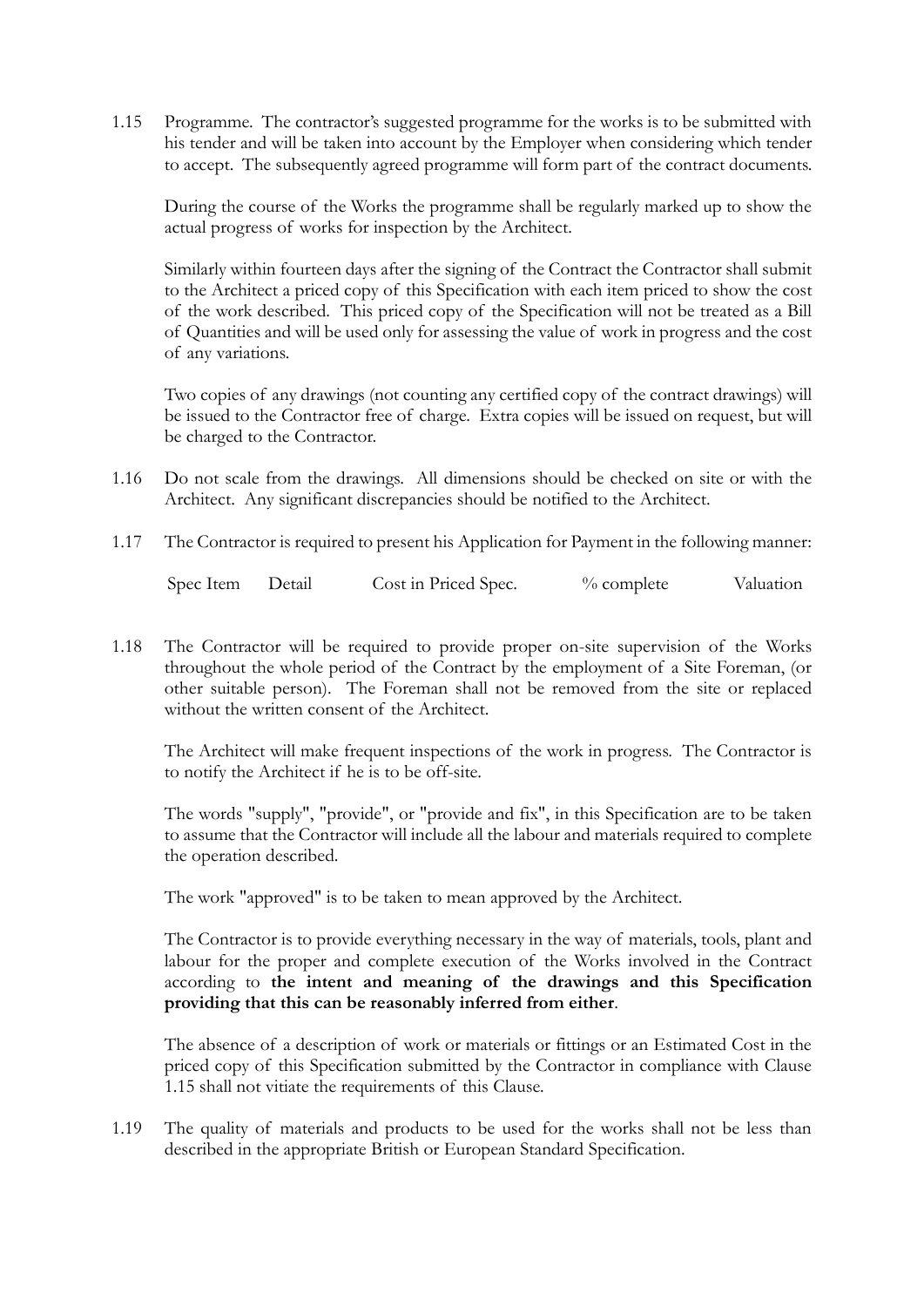1.15 Programme. The contractor's suggested programme for the works is to be submitted with his tender and will be taken into account by the Employer when considering which tender to accept. The subsequently agreed programme will form part of the contract documents.

During the course of the Works the programme shall be regularly marked up to show the actual progress of works for inspection by the Architect.

Similarly within fourteen days after the signing of the Contract the Contractor shall submit to the Architect a priced copy of this Specification with each item priced to show the cost of the work described. This priced copy of the Specification will not be treated as a Bill of Quantities and will be used only for assessing the value of work in progress and the cost of any variations.

Two copies of any drawings (not counting any certified copy of the contract drawings) will be issued to the Contractor free of charge. Extra copies will be issued on request, but will be charged to the Contractor.

1.16 Do not scale from the drawings. All dimensions should be checked on site or with the Architect. Any significant discrepancies should be notified to the Architect.

1.17 The Contractor is required to present his Application for Payment in the following manner:

| Spec Item | Detail | Cost in Priced Spec. | % complete | Valuation |
|---|---|---|---|---|

1.18 The Contractor will be required to provide proper on-site supervision of the Works throughout the whole period of the Contract by the employment of a Site Foreman, (or other suitable person). The Foreman shall not be removed from the site or replaced without the written consent of the Architect.

The Architect will make frequent inspections of the work in progress. The Contractor is to notify the Architect if he is to be off-site.

The words "supply", "provide", or "provide and fix", in this Specification are to be taken to assume that the Contractor will include all the labour and materials required to complete the operation described.

The work "approved" is to be taken to mean approved by the Architect.

The Contractor is to provide everything necessary in the way of materials, tools, plant and labour for the proper and complete execution of the Works involved in the Contract according to **the intent and meaning of the drawings and this Specification providing that this can be reasonably inferred from either**.

The absence of a description of work or materials or fittings or an Estimated Cost in the priced copy of this Specification submitted by the Contractor in compliance with Clause 1.15 shall not vitiate the requirements of this Clause.

1.19 The quality of materials and products to be used for the works shall not be less than described in the appropriate British or European Standard Specification.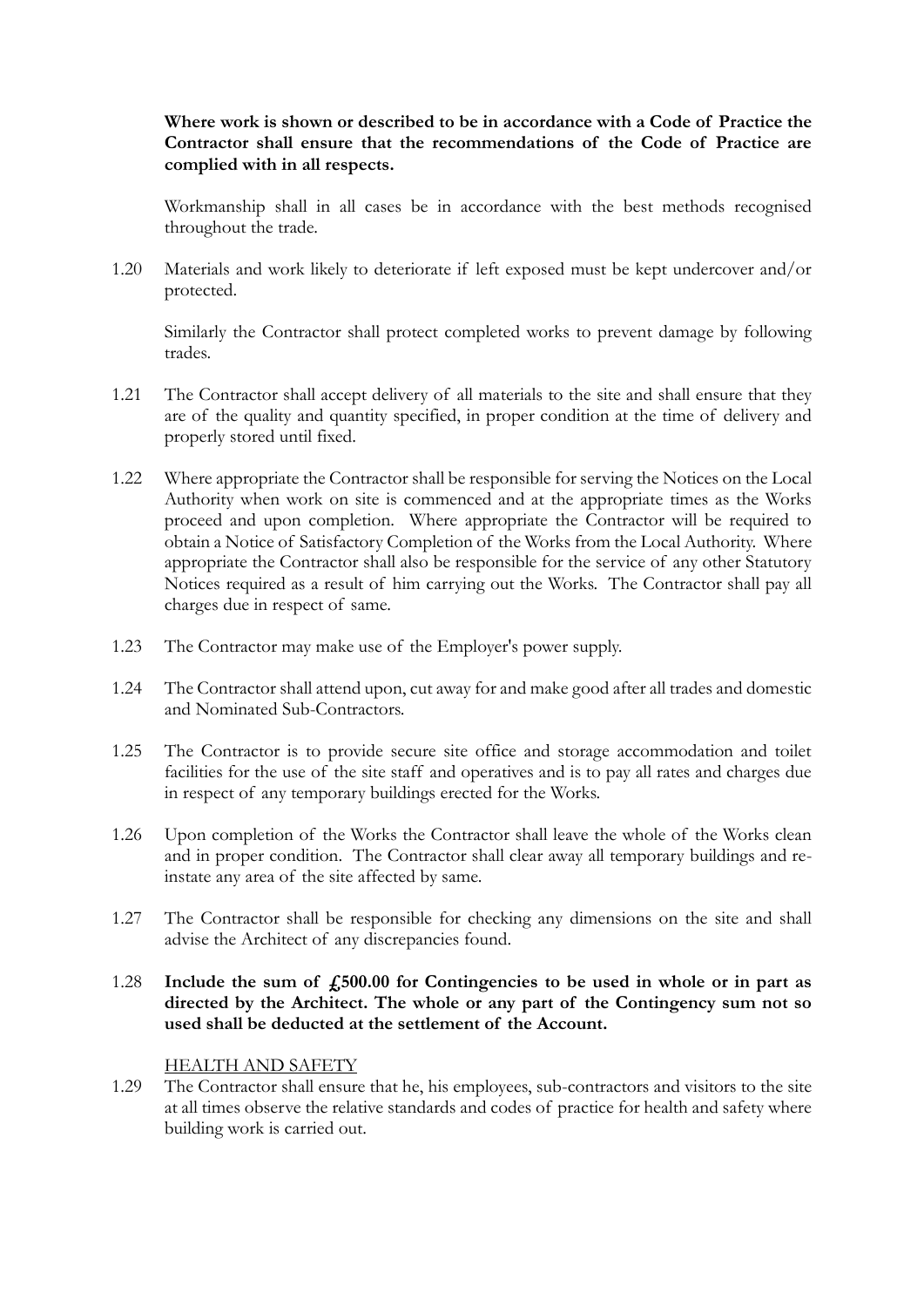**Where work is shown or described to be in accordance with a Code of Practice the Contractor shall ensure that the recommendations of the Code of Practice are complied with in all respects.**

Workmanship shall in all cases be in accordance with the best methods recognised throughout the trade.

1.20 Materials and work likely to deteriorate if left exposed must be kept undercover and/or protected.

Similarly the Contractor shall protect completed works to prevent damage by following trades.

1.21 The Contractor shall accept delivery of all materials to the site and shall ensure that they are of the quality and quantity specified, in proper condition at the time of delivery and properly stored until fixed.

1.22 Where appropriate the Contractor shall be responsible for serving the Notices on the Local Authority when work on site is commenced and at the appropriate times as the Works proceed and upon completion. Where appropriate the Contractor will be required to obtain a Notice of Satisfactory Completion of the Works from the Local Authority. Where appropriate the Contractor shall also be responsible for the service of any other Statutory Notices required as a result of him carrying out the Works. The Contractor shall pay all charges due in respect of same.

1.23 The Contractor may make use of the Employer's power supply.

1.24 The Contractor shall attend upon, cut away for and make good after all trades and domestic and Nominated Sub-Contractors.

1.25 The Contractor is to provide secure site office and storage accommodation and toilet facilities for the use of the site staff and operatives and is to pay all rates and charges due in respect of any temporary buildings erected for the Works.

1.26 Upon completion of the Works the Contractor shall leave the whole of the Works clean and in proper condition. The Contractor shall clear away all temporary buildings and re-instate any area of the site affected by same.

1.27 The Contractor shall be responsible for checking any dimensions on the site and shall advise the Architect of any discrepancies found.

1.28 **Include the sum of £500.00 for Contingencies to be used in whole or in part as directed by the Architect. The whole or any part of the Contingency sum not so used shall be deducted at the settlement of the Account.**

HEALTH AND SAFETY

1.29 The Contractor shall ensure that he, his employees, sub-contractors and visitors to the site at all times observe the relative standards and codes of practice for health and safety where building work is carried out.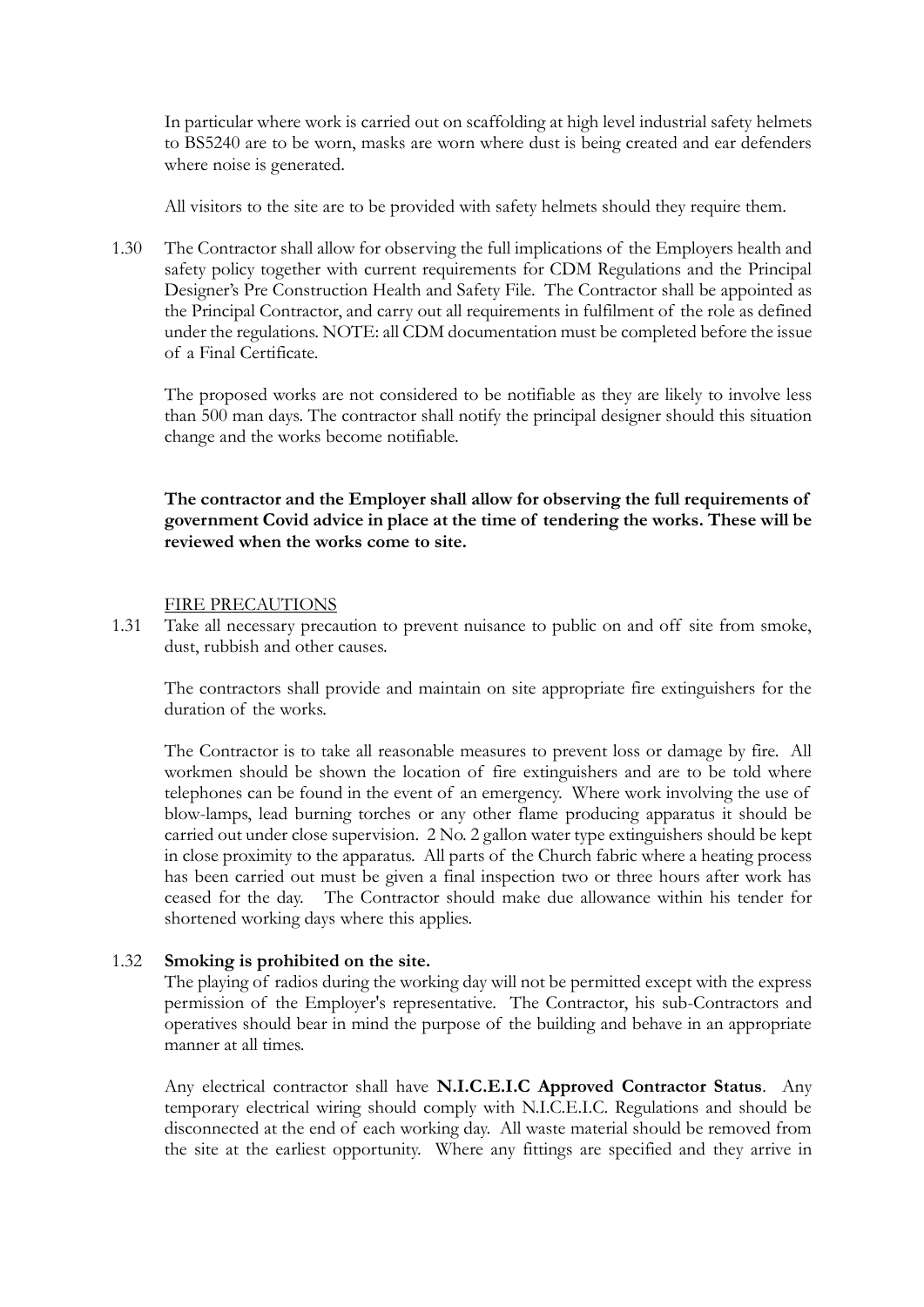In particular where work is carried out on scaffolding at high level industrial safety helmets to BS5240 are to be worn, masks are worn where dust is being created and ear defenders where noise is generated.

All visitors to the site are to be provided with safety helmets should they require them.

1.30 The Contractor shall allow for observing the full implications of the Employers health and safety policy together with current requirements for CDM Regulations and the Principal Designer's Pre Construction Health and Safety File. The Contractor shall be appointed as the Principal Contractor, and carry out all requirements in fulfilment of the role as defined under the regulations. NOTE: all CDM documentation must be completed before the issue of a Final Certificate.

The proposed works are not considered to be notifiable as they are likely to involve less than 500 man days. The contractor shall notify the principal designer should this situation change and the works become notifiable.

**The contractor and the Employer shall allow for observing the full requirements of government Covid advice in place at the time of tendering the works. These will be reviewed when the works come to site.**

FIRE PRECAUTIONS

1.31 Take all necessary precaution to prevent nuisance to public on and off site from smoke, dust, rubbish and other causes.

The contractors shall provide and maintain on site appropriate fire extinguishers for the duration of the works.

The Contractor is to take all reasonable measures to prevent loss or damage by fire. All workmen should be shown the location of fire extinguishers and are to be told where telephones can be found in the event of an emergency. Where work involving the use of blow-lamps, lead burning torches or any other flame producing apparatus it should be carried out under close supervision. 2 No. 2 gallon water type extinguishers should be kept in close proximity to the apparatus. All parts of the Church fabric where a heating process has been carried out must be given a final inspection two or three hours after work has ceased for the day. The Contractor should make due allowance within his tender for shortened working days where this applies.

1.32 **Smoking is prohibited on the site.**

The playing of radios during the working day will not be permitted except with the express permission of the Employer's representative. The Contractor, his sub-Contractors and operatives should bear in mind the purpose of the building and behave in an appropriate manner at all times.

Any electrical contractor shall have **N.I.C.E.I.C Approved Contractor Status**. Any temporary electrical wiring should comply with N.I.C.E.I.C. Regulations and should be disconnected at the end of each working day. All waste material should be removed from the site at the earliest opportunity. Where any fittings are specified and they arrive in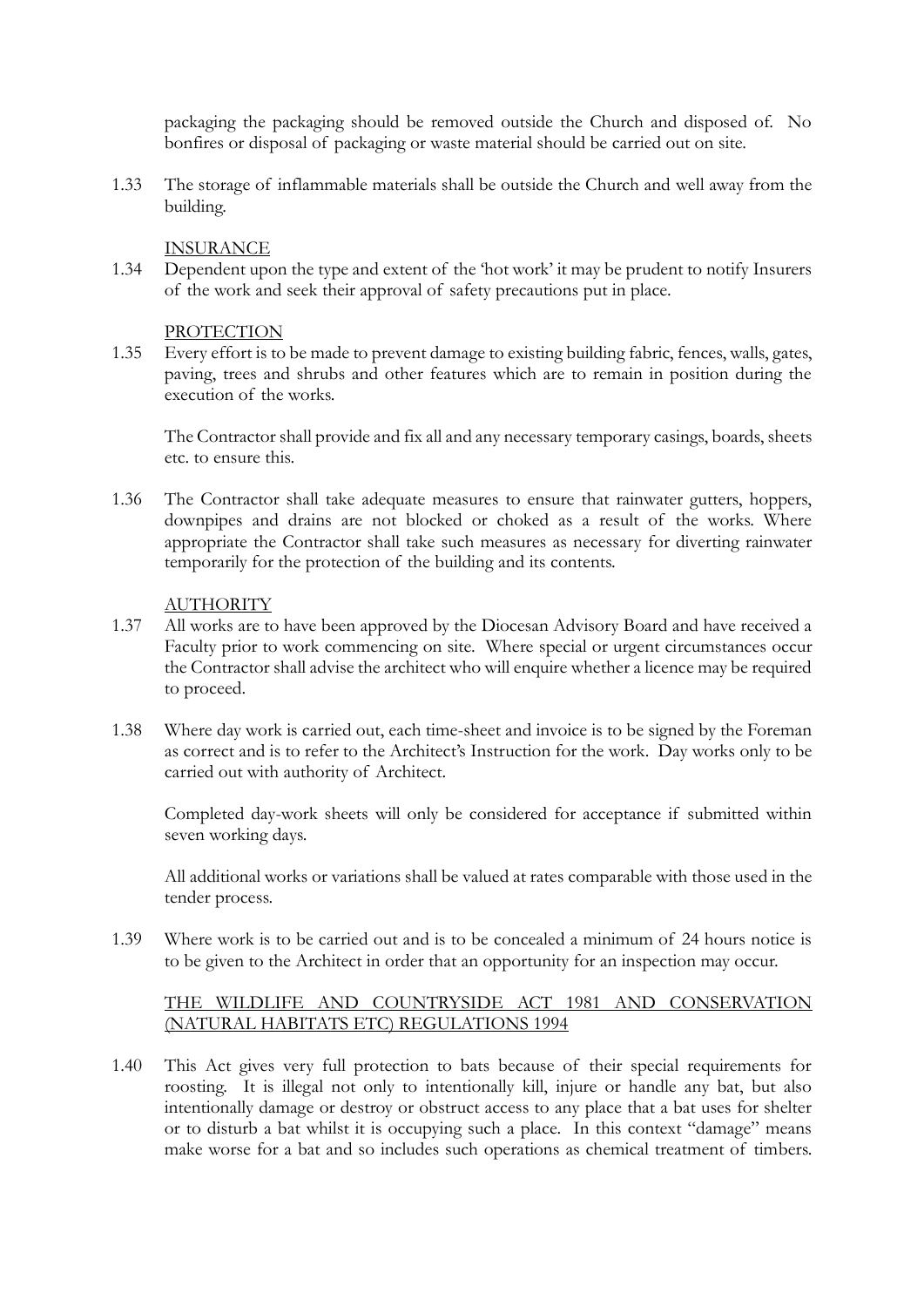packaging the packaging should be removed outside the Church and disposed of. No bonfires or disposal of packaging or waste material should be carried out on site.

1.33 The storage of inflammable materials shall be outside the Church and well away from the building.

INSURANCE

1.34 Dependent upon the type and extent of the 'hot work' it may be prudent to notify Insurers of the work and seek their approval of safety precautions put in place.

PROTECTION

1.35 Every effort is to be made to prevent damage to existing building fabric, fences, walls, gates, paving, trees and shrubs and other features which are to remain in position during the execution of the works.

The Contractor shall provide and fix all and any necessary temporary casings, boards, sheets etc. to ensure this.

1.36 The Contractor shall take adequate measures to ensure that rainwater gutters, hoppers, downpipes and drains are not blocked or choked as a result of the works. Where appropriate the Contractor shall take such measures as necessary for diverting rainwater temporarily for the protection of the building and its contents.

AUTHORITY

1.37 All works are to have been approved by the Diocesan Advisory Board and have received a Faculty prior to work commencing on site. Where special or urgent circumstances occur the Contractor shall advise the architect who will enquire whether a licence may be required to proceed.

1.38 Where day work is carried out, each time-sheet and invoice is to be signed by the Foreman as correct and is to refer to the Architect's Instruction for the work. Day works only to be carried out with authority of Architect.

Completed day-work sheets will only be considered for acceptance if submitted within seven working days.

All additional works or variations shall be valued at rates comparable with those used in the tender process.

1.39 Where work is to be carried out and is to be concealed a minimum of 24 hours notice is to be given to the Architect in order that an opportunity for an inspection may occur.

THE WILDLIFE AND COUNTRYSIDE ACT 1981 AND CONSERVATION (NATURAL HABITATS ETC) REGULATIONS 1994

1.40 This Act gives very full protection to bats because of their special requirements for roosting. It is illegal not only to intentionally kill, injure or handle any bat, but also intentionally damage or destroy or obstruct access to any place that a bat uses for shelter or to disturb a bat whilst it is occupying such a place. In this context "damage" means make worse for a bat and so includes such operations as chemical treatment of timbers.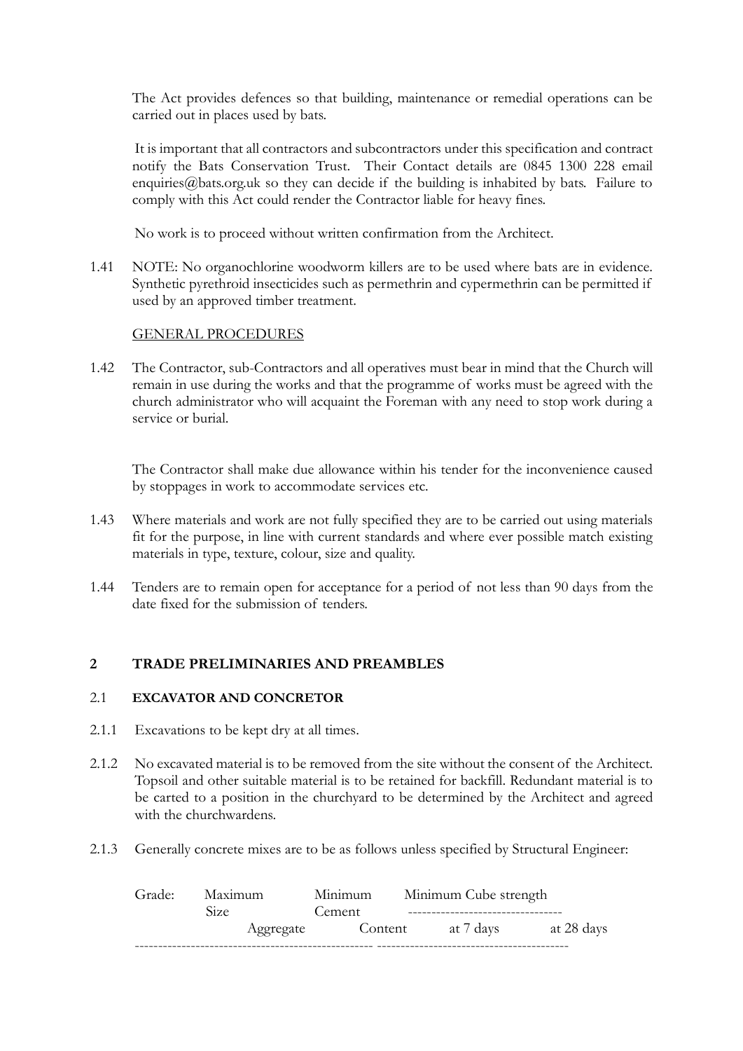The Act provides defences so that building, maintenance or remedial operations can be carried out in places used by bats.

It is important that all contractors and subcontractors under this specification and contract notify the Bats Conservation Trust. Their Contact details are 0845 1300 228 email enquiries@bats.org.uk so they can decide if the building is inhabited by bats. Failure to comply with this Act could render the Contractor liable for heavy fines.

No work is to proceed without written confirmation from the Architect.

1.41 NOTE: No organochlorine woodworm killers are to be used where bats are in evidence. Synthetic pyrethroid insecticides such as permethrin and cypermethrin can be permitted if used by an approved timber treatment.

GENERAL PROCEDURES

1.42 The Contractor, sub-Contractors and all operatives must bear in mind that the Church will remain in use during the works and that the programme of works must be agreed with the church administrator who will acquaint the Foreman with any need to stop work during a service or burial.

The Contractor shall make due allowance within his tender for the inconvenience caused by stoppages in work to accommodate services etc.

1.43 Where materials and work are not fully specified they are to be carried out using materials fit for the purpose, in line with current standards and where ever possible match existing materials in type, texture, colour, size and quality.

1.44 Tenders are to remain open for acceptance for a period of not less than 90 days from the date fixed for the submission of tenders.

## 2 TRADE PRELIMINARIES AND PREAMBLES

### 2.1 EXCAVATOR AND CONCRETOR

2.1.1 Excavations to be kept dry at all times.

2.1.2 No excavated material is to be removed from the site without the consent of the Architect. Topsoil and other suitable material is to be retained for backfill. Redundant material is to be carted to a position in the churchyard to be determined by the Architect and agreed with the churchwardens.

2.1.3 Generally concrete mixes are to be as follows unless specified by Structural Engineer:

| Grade: | Maximum Size Aggregate | Minimum Cement Content | Minimum Cube strength | |
|---|---|---|---|---|
| | | | at 7 days | at 28 days |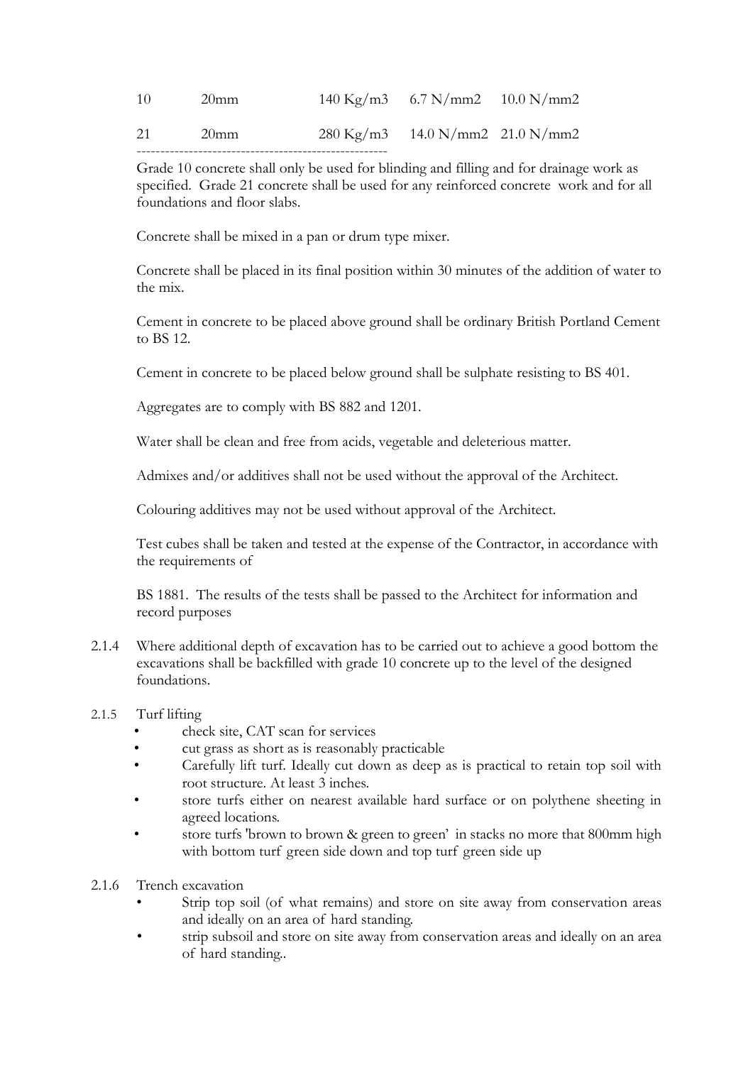| 10 | 20mm | 140 Kg/m3 | 6.7 N/mm2 | 10.0 N/mm2 |
|---|---|---|---|---|
| 21 | 20mm | 280 Kg/m3 | 14.0 N/mm2 | 21.0 N/mm2 |

Grade 10 concrete shall only be used for blinding and filling and for drainage work as specified. Grade 21 concrete shall be used for any reinforced concrete work and for all foundations and floor slabs.

Concrete shall be mixed in a pan or drum type mixer.

Concrete shall be placed in its final position within 30 minutes of the addition of water to the mix.

Cement in concrete to be placed above ground shall be ordinary British Portland Cement to BS 12.

Cement in concrete to be placed below ground shall be sulphate resisting to BS 401.

Aggregates are to comply with BS 882 and 1201.

Water shall be clean and free from acids, vegetable and deleterious matter.

Admixes and/or additives shall not be used without the approval of the Architect.

Colouring additives may not be used without approval of the Architect.

Test cubes shall be taken and tested at the expense of the Contractor, in accordance with the requirements of

BS 1881. The results of the tests shall be passed to the Architect for information and record purposes

2.1.4 Where additional depth of excavation has to be carried out to achieve a good bottom the excavations shall be backfilled with grade 10 concrete up to the level of the designed foundations.

2.1.5 Turf lifting

- check site, CAT scan for services
- cut grass as short as is reasonably practicable
- Carefully lift turf. Ideally cut down as deep as is practical to retain top soil with root structure. At least 3 inches.
- store turfs either on nearest available hard surface or on polythene sheeting in agreed locations.
- store turfs 'brown to brown & green to green' in stacks no more that 800mm high with bottom turf green side down and top turf green side up

2.1.6 Trench excavation

- Strip top soil (of what remains) and store on site away from conservation areas and ideally on an area of hard standing.
- strip subsoil and store on site away from conservation areas and ideally on an area of hard standing..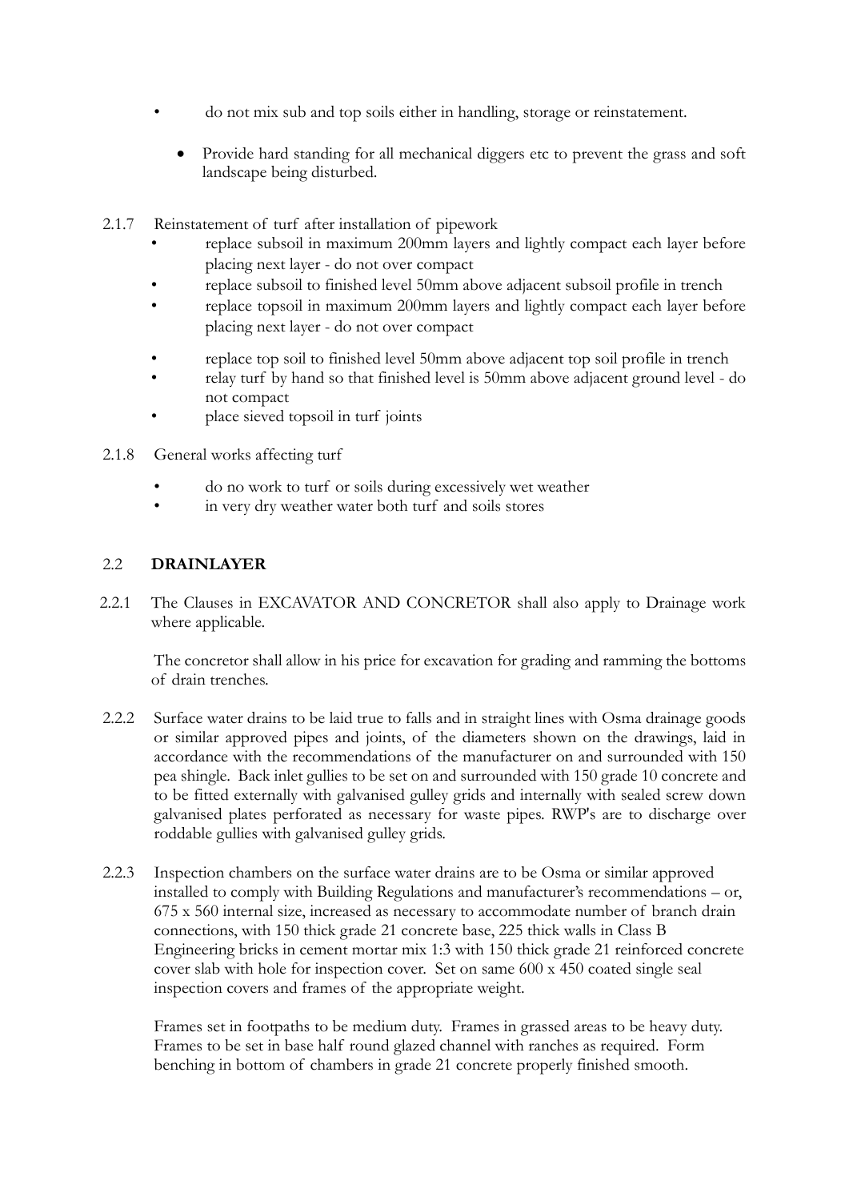- do not mix sub and top soils either in handling, storage or reinstatement.
- Provide hard standing for all mechanical diggers etc to prevent the grass and soft landscape being disturbed.

2.1.7 Reinstatement of turf after installation of pipework

- replace subsoil in maximum 200mm layers and lightly compact each layer before placing next layer - do not over compact
- replace subsoil to finished level 50mm above adjacent subsoil profile in trench
- replace topsoil in maximum 200mm layers and lightly compact each layer before placing next layer - do not over compact
- replace top soil to finished level 50mm above adjacent top soil profile in trench
- relay turf by hand so that finished level is 50mm above adjacent ground level - do not compact
- place sieved topsoil in turf joints

2.1.8 General works affecting turf

- do no work to turf or soils during excessively wet weather
- in very dry weather water both turf and soils stores

## 2.2 DRAINLAYER

2.2.1 The Clauses in EXCAVATOR AND CONCRETOR shall also apply to Drainage work where applicable.

The concretor shall allow in his price for excavation for grading and ramming the bottoms of drain trenches.

2.2.2 Surface water drains to be laid true to falls and in straight lines with Osma drainage goods or similar approved pipes and joints, of the diameters shown on the drawings, laid in accordance with the recommendations of the manufacturer on and surrounded with 150 pea shingle. Back inlet gullies to be set on and surrounded with 150 grade 10 concrete and to be fitted externally with galvanised gulley grids and internally with sealed screw down galvanised plates perforated as necessary for waste pipes. RWP's are to discharge over roddable gullies with galvanised gulley grids.

2.2.3 Inspection chambers on the surface water drains are to be Osma or similar approved installed to comply with Building Regulations and manufacturer's recommendations – or, 675 x 560 internal size, increased as necessary to accommodate number of branch drain connections, with 150 thick grade 21 concrete base, 225 thick walls in Class B Engineering bricks in cement mortar mix 1:3 with 150 thick grade 21 reinforced concrete cover slab with hole for inspection cover. Set on same 600 x 450 coated single seal inspection covers and frames of the appropriate weight.

Frames set in footpaths to be medium duty. Frames in grassed areas to be heavy duty. Frames to be set in base half round glazed channel with ranches as required. Form benching in bottom of chambers in grade 21 concrete properly finished smooth.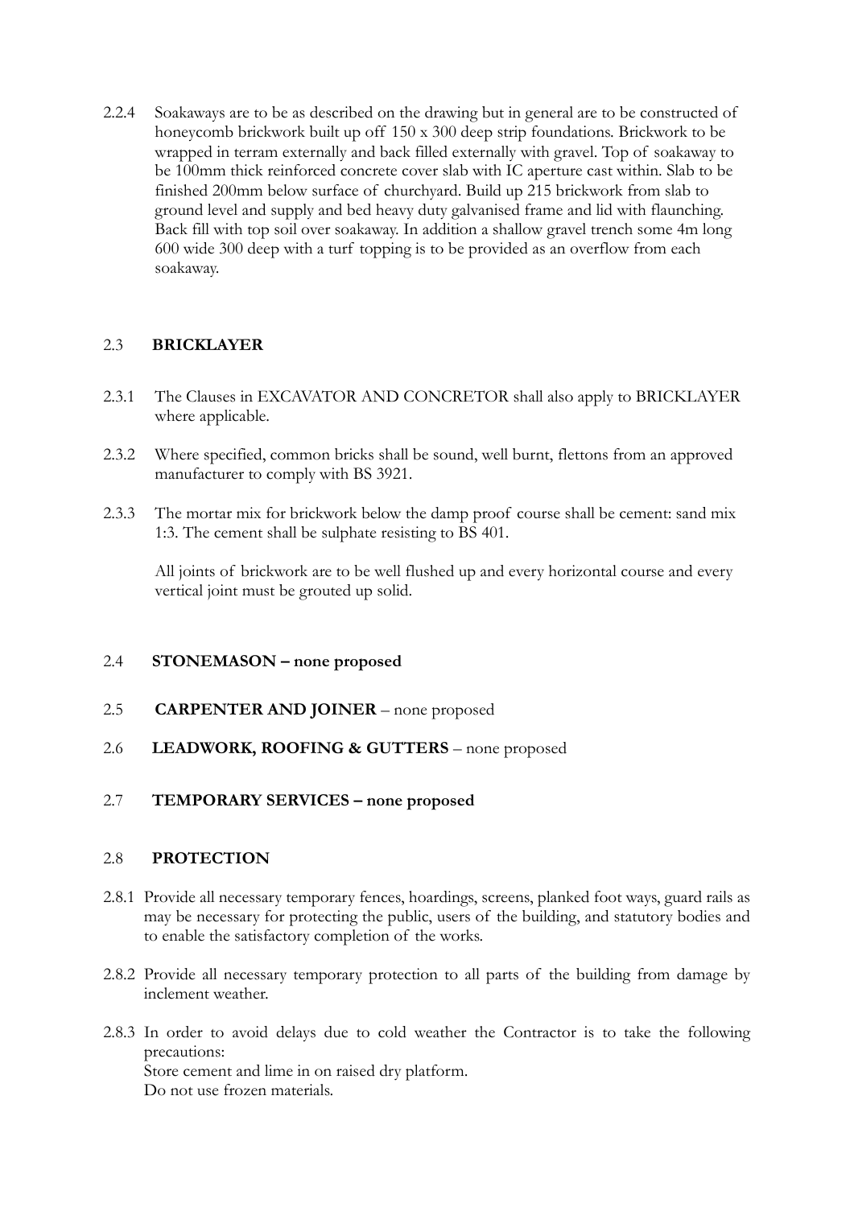2.2.4 Soakaways are to be as described on the drawing but in general are to be constructed of honeycomb brickwork built up off 150 x 300 deep strip foundations. Brickwork to be wrapped in terram externally and back filled externally with gravel. Top of soakaway to be 100mm thick reinforced concrete cover slab with IC aperture cast within. Slab to be finished 200mm below surface of churchyard. Build up 215 brickwork from slab to ground level and supply and bed heavy duty galvanised frame and lid with flaunching. Back fill with top soil over soakaway. In addition a shallow gravel trench some 4m long 600 wide 300 deep with a turf topping is to be provided as an overflow from each soakaway.

## 2.3 BRICKLAYER

2.3.1 The Clauses in EXCAVATOR AND CONCRETOR shall also apply to BRICKLAYER where applicable.

2.3.2 Where specified, common bricks shall be sound, well burnt, flettons from an approved manufacturer to comply with BS 3921.

2.3.3 The mortar mix for brickwork below the damp proof course shall be cement: sand mix 1:3. The cement shall be sulphate resisting to BS 401.

All joints of brickwork are to be well flushed up and every horizontal course and every vertical joint must be grouted up solid.

## 2.4 STONEMASON – none proposed

## 2.5 CARPENTER AND JOINER – none proposed

## 2.6 LEADWORK, ROOFING & GUTTERS – none proposed

## 2.7 TEMPORARY SERVICES – none proposed

## 2.8 PROTECTION

2.8.1 Provide all necessary temporary fences, hoardings, screens, planked foot ways, guard rails as may be necessary for protecting the public, users of the building, and statutory bodies and to enable the satisfactory completion of the works.

2.8.2 Provide all necessary temporary protection to all parts of the building from damage by inclement weather.

2.8.3 In order to avoid delays due to cold weather the Contractor is to take the following precautions:
Store cement and lime in on raised dry platform.
Do not use frozen materials.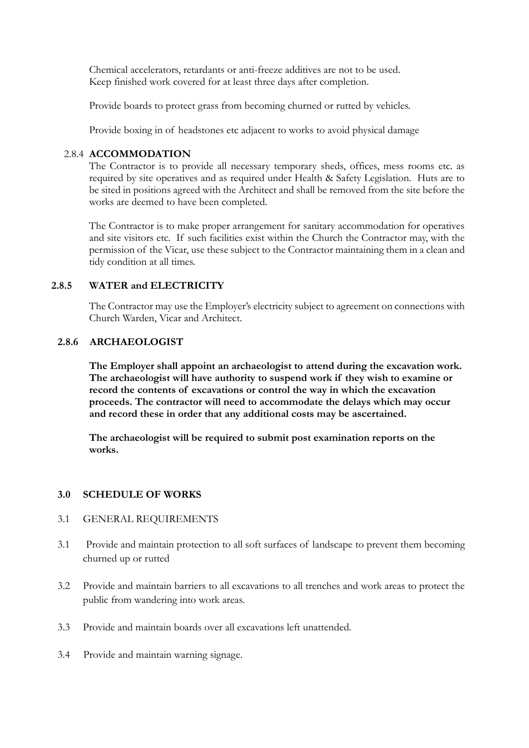Chemical accelerators, retardants or anti-freeze additives are not to be used.
Keep finished work covered for at least three days after completion.

Provide boards to protect grass from becoming churned or rutted by vehicles.

Provide boxing in of headstones etc adjacent to works to avoid physical damage

#### 2.8.4 ACCOMMODATION

The Contractor is to provide all necessary temporary sheds, offices, mess rooms etc. as required by site operatives and as required under Health & Safety Legislation. Huts are to be sited in positions agreed with the Architect and shall be removed from the site before the works are deemed to have been completed.

The Contractor is to make proper arrangement for sanitary accommodation for operatives and site visitors etc. If such facilities exist within the Church the Contractor may, with the permission of the Vicar, use these subject to the Contractor maintaining them in a clean and tidy condition at all times.

#### 2.8.5 WATER and ELECTRICITY

The Contractor may use the Employer's electricity subject to agreement on connections with Church Warden, Vicar and Architect.

#### 2.8.6 ARCHAEOLOGIST

**The Employer shall appoint an archaeologist to attend during the excavation work. The archaeologist will have authority to suspend work if they wish to examine or record the contents of excavations or control the way in which the excavation proceeds. The contractor will need to accommodate the delays which may occur and record these in order that any additional costs may be ascertained.**

**The archaeologist will be required to submit post examination reports on the works.**

## 3.0 SCHEDULE OF WORKS

3.1 GENERAL REQUIREMENTS

3.1 Provide and maintain protection to all soft surfaces of landscape to prevent them becoming churned up or rutted

3.2 Provide and maintain barriers to all excavations to all trenches and work areas to protect the public from wandering into work areas.

3.3 Provide and maintain boards over all excavations left unattended.

3.4 Provide and maintain warning signage.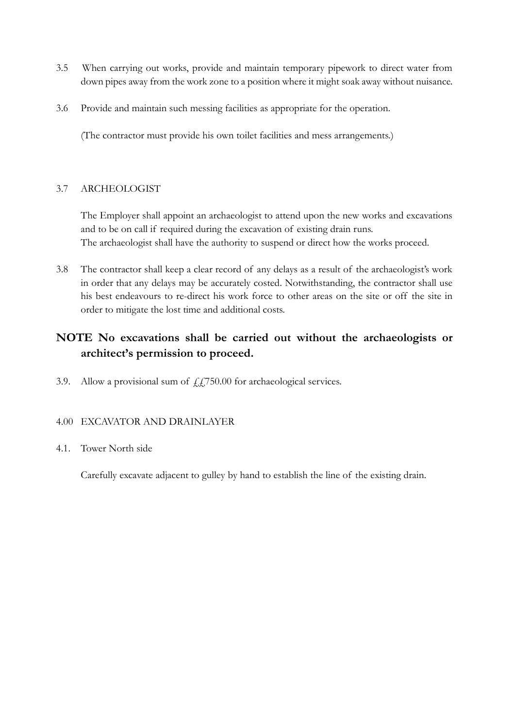3.5 When carrying out works, provide and maintain temporary pipework to direct water from down pipes away from the work zone to a position where it might soak away without nuisance.

3.6 Provide and maintain such messing facilities as appropriate for the operation.

(The contractor must provide his own toilet facilities and mess arrangements.)

3.7 ARCHEOLOGIST

The Employer shall appoint an archaeologist to attend upon the new works and excavations and to be on call if required during the excavation of existing drain runs.
The archaeologist shall have the authority to suspend or direct how the works proceed.

3.8 The contractor shall keep a clear record of any delays as a result of the archaeologist's work in order that any delays may be accurately costed. Notwithstanding, the contractor shall use his best endeavours to re-direct his work force to other areas on the site or off the site in order to mitigate the lost time and additional costs.

**NOTE No excavations shall be carried out without the archaeologists or architect's permission to proceed.**

3.9. Allow a provisional sum of ££750.00 for archaeological services.

4.00 EXCAVATOR AND DRAINLAYER

4.1. Tower North side

Carefully excavate adjacent to gulley by hand to establish the line of the existing drain.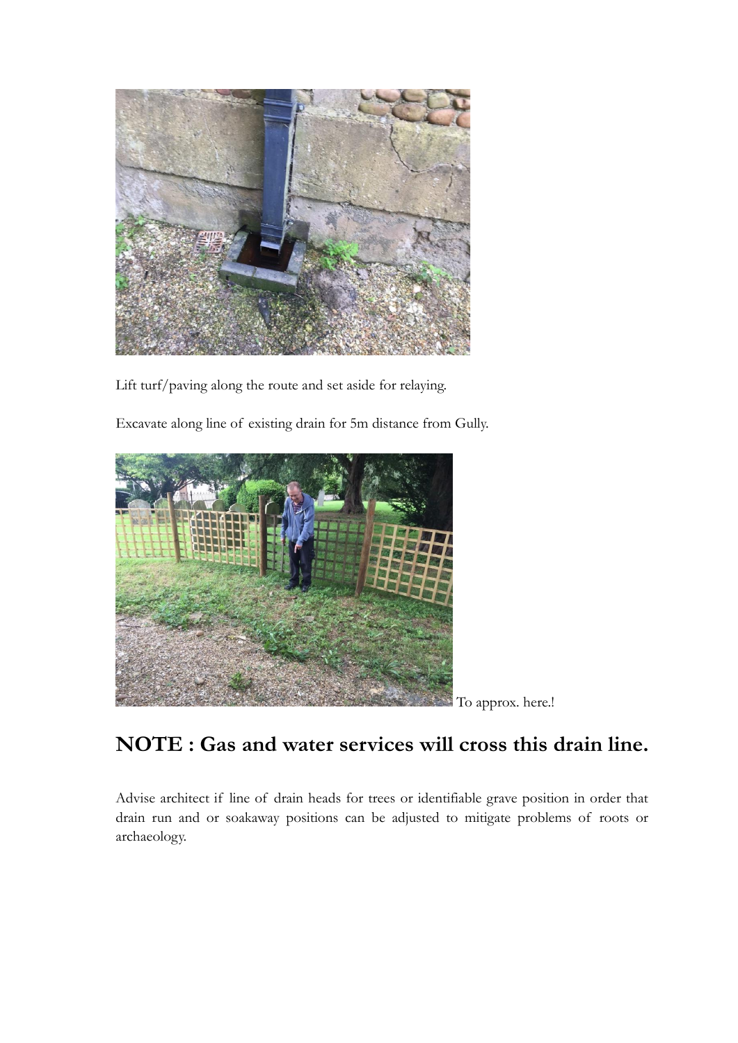Lift turf/paving along the route and set aside for relaying.

Excavate along line of existing drain for 5m distance from Gully.

To approx. here.!

## NOTE : Gas and water services will cross this drain line.

Advise architect if line of drain heads for trees or identifiable grave position in order that drain run and or soakaway positions can be adjusted to mitigate problems of roots or archaeology.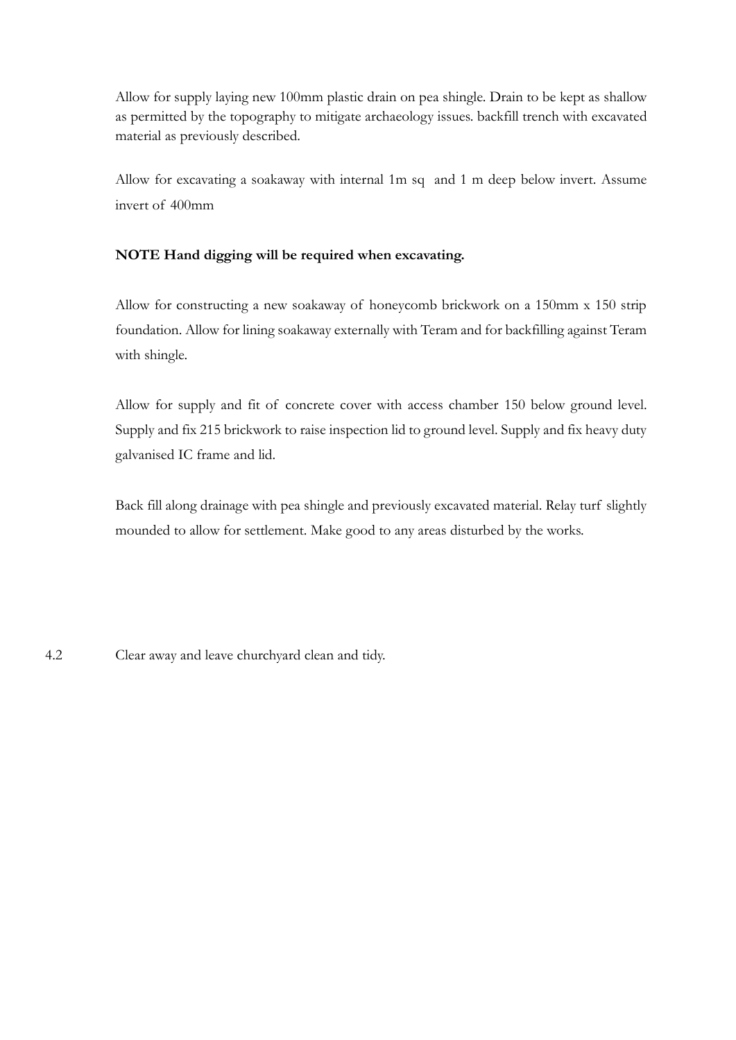Allow for supply laying new 100mm plastic drain on pea shingle. Drain to be kept as shallow as permitted by the topography to mitigate archaeology issues. backfill trench with excavated material as previously described.

Allow for excavating a soakaway with internal 1m sq and 1 m deep below invert. Assume invert of 400mm

**NOTE Hand digging will be required when excavating.**

Allow for constructing a new soakaway of honeycomb brickwork on a 150mm x 150 strip foundation. Allow for lining soakaway externally with Teram and for backfilling against Teram with shingle.

Allow for supply and fit of concrete cover with access chamber 150 below ground level. Supply and fix 215 brickwork to raise inspection lid to ground level. Supply and fix heavy duty galvanised IC frame and lid.

Back fill along drainage with pea shingle and previously excavated material. Relay turf slightly mounded to allow for settlement. Make good to any areas disturbed by the works.

4.2 Clear away and leave churchyard clean and tidy.